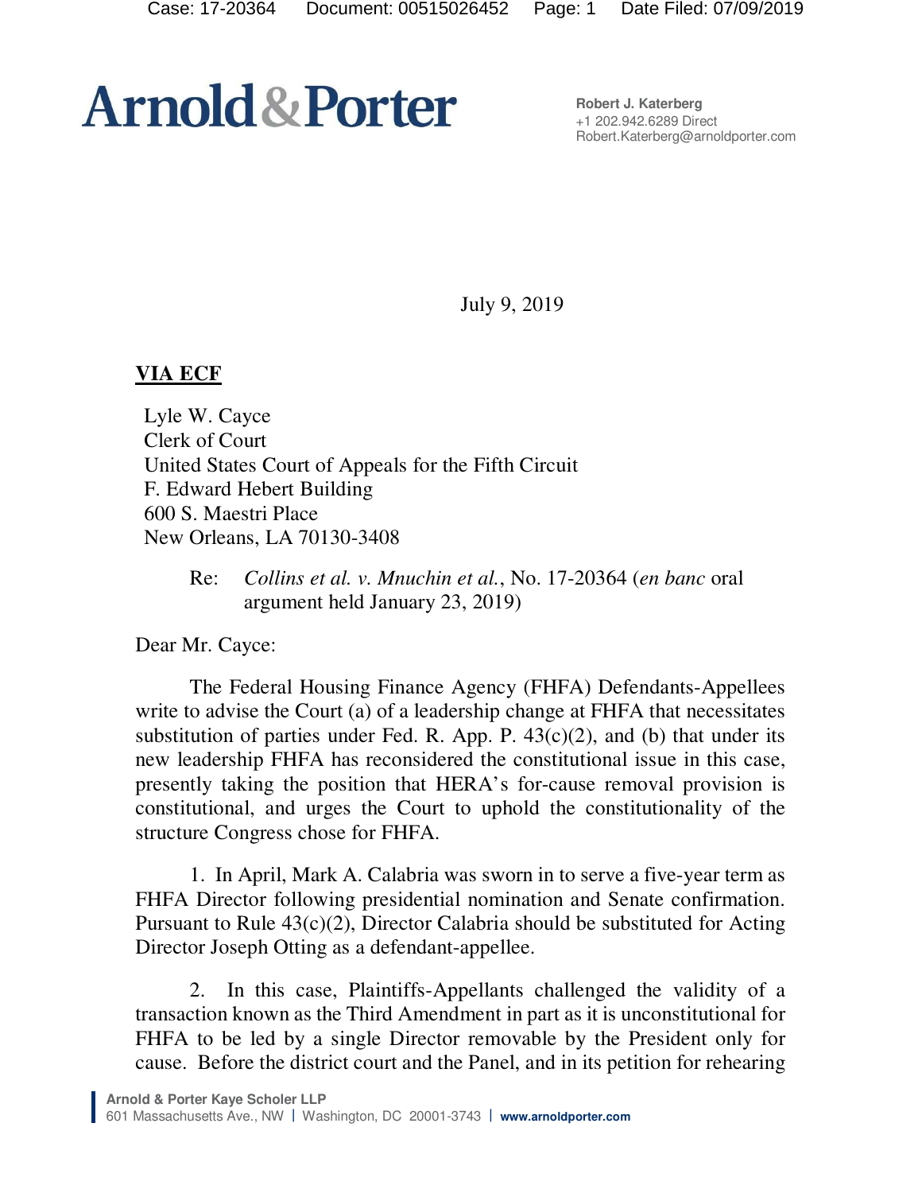# Arnold & Porter

**Robert J. Katerberg**
+1 202.942.6289 Direct
Robert.Katerberg@arnoldporter.com

July 9, 2019

**VIA ECF**

Lyle W. Cayce
Clerk of Court
United States Court of Appeals for the Fifth Circuit
F. Edward Hebert Building
600 S. Maestri Place
New Orleans, LA 70130-3408

Re: *Collins et al. v. Mnuchin et al.*, No. 17-20364 (*en banc* oral argument held January 23, 2019)

Dear Mr. Cayce:

The Federal Housing Finance Agency (FHFA) Defendants-Appellees write to advise the Court (a) of a leadership change at FHFA that necessitates substitution of parties under Fed. R. App. P. 43(c)(2), and (b) that under its new leadership FHFA has reconsidered the constitutional issue in this case, presently taking the position that HERA's for-cause removal provision is constitutional, and urges the Court to uphold the constitutionality of the structure Congress chose for FHFA.

1. In April, Mark A. Calabria was sworn in to serve a five-year term as FHFA Director following presidential nomination and Senate confirmation. Pursuant to Rule 43(c)(2), Director Calabria should be substituted for Acting Director Joseph Otting as a defendant-appellee.

2. In this case, Plaintiffs-Appellants challenged the validity of a transaction known as the Third Amendment in part as it is unconstitutional for FHFA to be led by a single Director removable by the President only for cause. Before the district court and the Panel, and in its petition for rehearing

Arnold & Porter Kaye Scholer LLP
601 Massachusetts Ave., NW | Washington, DC 20001-3743 | www.arnoldporter.com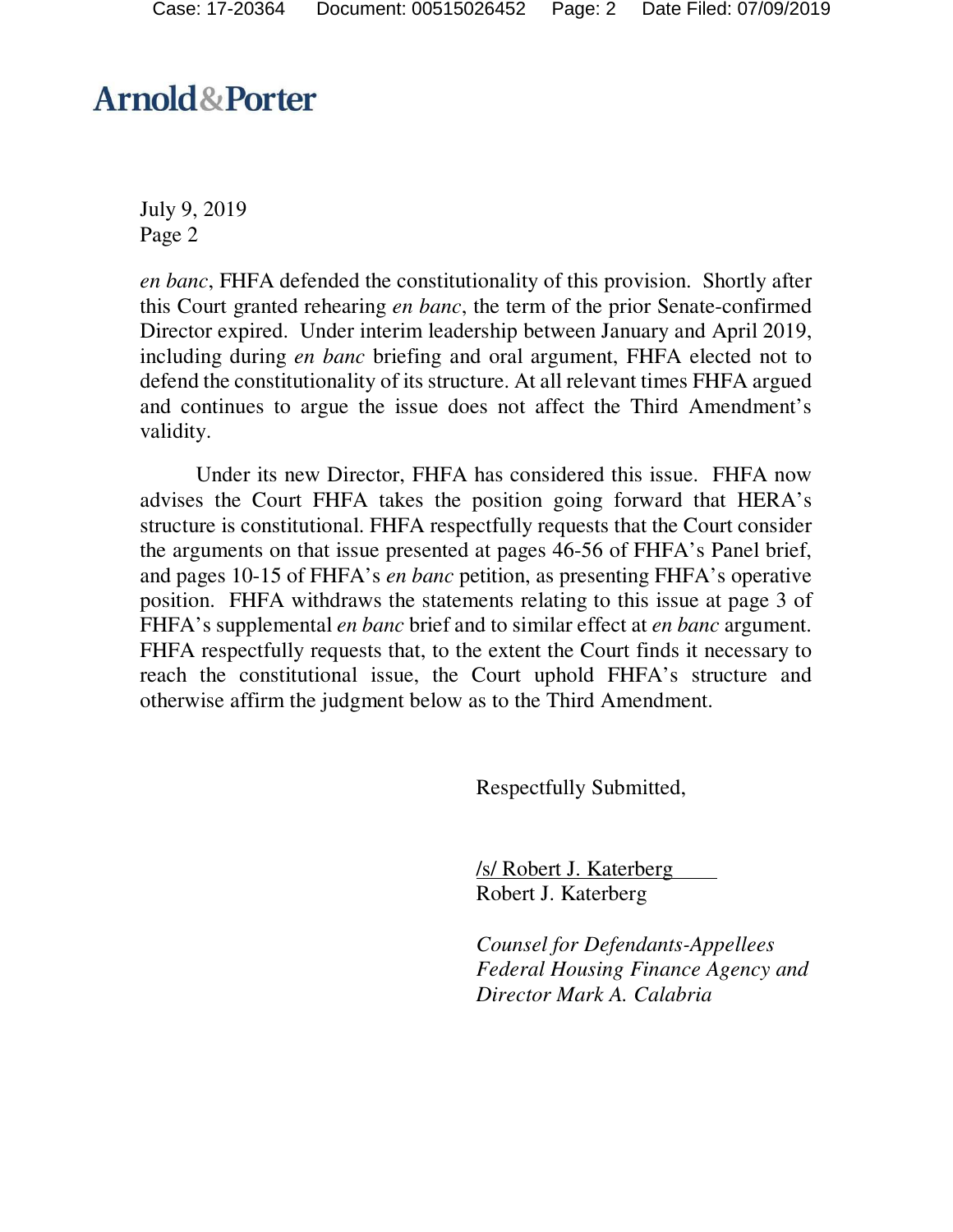*en banc*, FHFA defended the constitutionality of this provision. Shortly after this Court granted rehearing *en banc*, the term of the prior Senate-confirmed Director expired. Under interim leadership between January and April 2019, including during *en banc* briefing and oral argument, FHFA elected not to defend the constitutionality of its structure. At all relevant times FHFA argued and continues to argue the issue does not affect the Third Amendment's validity.

Under its new Director, FHFA has considered this issue. FHFA now advises the Court FHFA takes the position going forward that HERA's structure is constitutional. FHFA respectfully requests that the Court consider the arguments on that issue presented at pages 46-56 of FHFA's Panel brief, and pages 10-15 of FHFA's *en banc* petition, as presenting FHFA's operative position. FHFA withdraws the statements relating to this issue at page 3 of FHFA's supplemental *en banc* brief and to similar effect at *en banc* argument. FHFA respectfully requests that, to the extent the Court finds it necessary to reach the constitutional issue, the Court uphold FHFA's structure and otherwise affirm the judgment below as to the Third Amendment.

Respectfully Submitted,

/s/ Robert J. Katerberg
Robert J. Katerberg

*Counsel for Defendants-Appellees Federal Housing Finance Agency and Director Mark A. Calabria*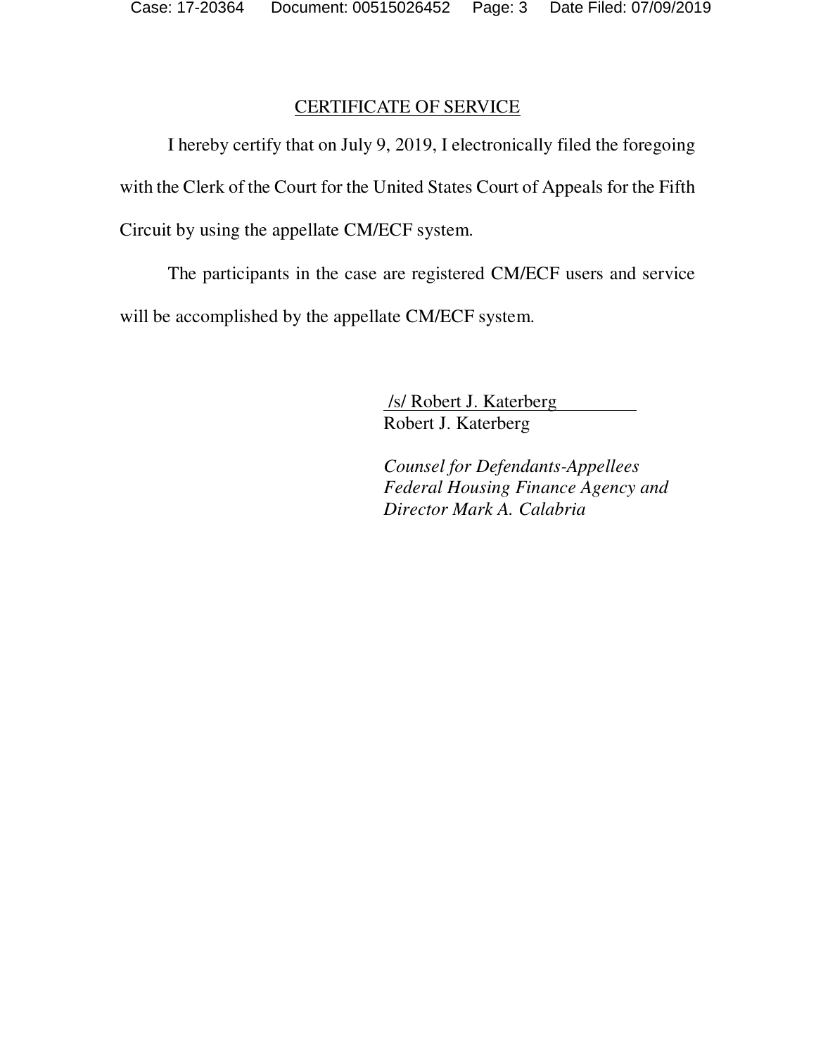# CERTIFICATE OF SERVICE

I hereby certify that on July 9, 2019, I electronically filed the foregoing with the Clerk of the Court for the United States Court of Appeals for the Fifth Circuit by using the appellate CM/ECF system.

The participants in the case are registered CM/ECF users and service will be accomplished by the appellate CM/ECF system.

/s/ Robert J. Katerberg
Robert J. Katerberg

*Counsel for Defendants-Appellees Federal Housing Finance Agency and Director Mark A. Calabria*